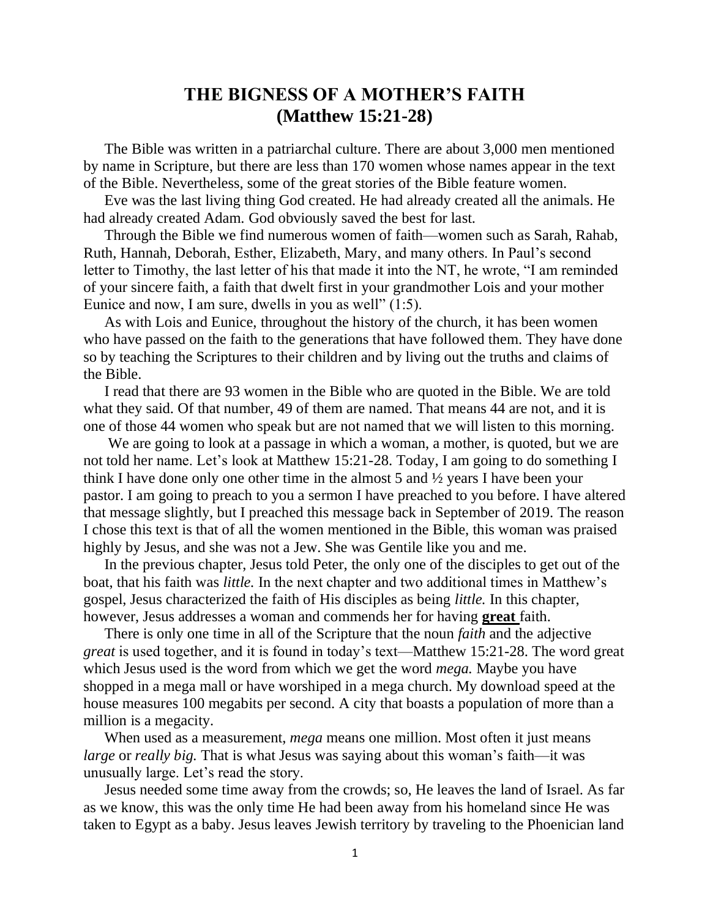# THE BIGNESS OF A MOTHER'S FAITH
# (Matthew 15:21-28)

The Bible was written in a patriarchal culture. There are about 3,000 men mentioned by name in Scripture, but there are less than 170 women whose names appear in the text of the Bible. Nevertheless, some of the great stories of the Bible feature women.

Eve was the last living thing God created. He had already created all the animals. He had already created Adam. God obviously saved the best for last.

Through the Bible we find numerous women of faith—women such as Sarah, Rahab, Ruth, Hannah, Deborah, Esther, Elizabeth, Mary, and many others. In Paul's second letter to Timothy, the last letter of his that made it into the NT, he wrote, "I am reminded of your sincere faith, a faith that dwelt first in your grandmother Lois and your mother Eunice and now, I am sure, dwells in you as well" (1:5).

As with Lois and Eunice, throughout the history of the church, it has been women who have passed on the faith to the generations that have followed them. They have done so by teaching the Scriptures to their children and by living out the truths and claims of the Bible.

I read that there are 93 women in the Bible who are quoted in the Bible. We are told what they said. Of that number, 49 of them are named. That means 44 are not, and it is one of those 44 women who speak but are not named that we will listen to this morning.

We are going to look at a passage in which a woman, a mother, is quoted, but we are not told her name. Let's look at Matthew 15:21-28. Today, I am going to do something I think I have done only one other time in the almost 5 and ½ years I have been your pastor. I am going to preach to you a sermon I have preached to you before. I have altered that message slightly, but I preached this message back in September of 2019. The reason I chose this text is that of all the women mentioned in the Bible, this woman was praised highly by Jesus, and she was not a Jew. She was Gentile like you and me.

In the previous chapter, Jesus told Peter, the only one of the disciples to get out of the boat, that his faith was *little.* In the next chapter and two additional times in Matthew's gospel, Jesus characterized the faith of His disciples as being *little.* In this chapter, however, Jesus addresses a woman and commends her for having **great** faith.

There is only one time in all of the Scripture that the noun *faith* and the adjective *great* is used together, and it is found in today's text—Matthew 15:21-28. The word great which Jesus used is the word from which we get the word *mega.* Maybe you have shopped in a mega mall or have worshiped in a mega church. My download speed at the house measures 100 megabits per second. A city that boasts a population of more than a million is a megacity.

When used as a measurement, *mega* means one million. Most often it just means *large* or *really big.* That is what Jesus was saying about this woman's faith—it was unusually large. Let's read the story.

Jesus needed some time away from the crowds; so, He leaves the land of Israel. As far as we know, this was the only time He had been away from his homeland since He was taken to Egypt as a baby. Jesus leaves Jewish territory by traveling to the Phoenician land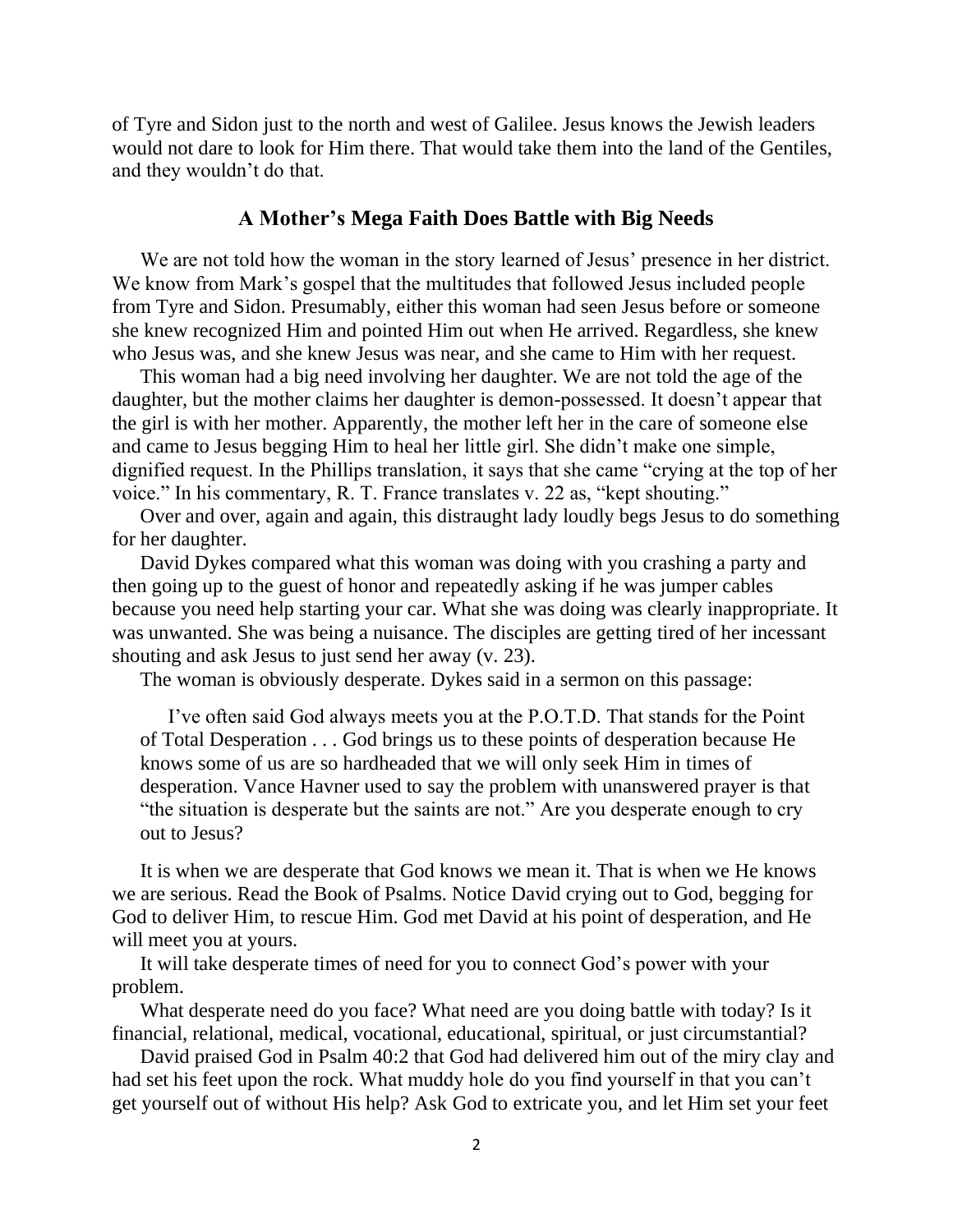of Tyre and Sidon just to the north and west of Galilee. Jesus knows the Jewish leaders would not dare to look for Him there. That would take them into the land of the Gentiles, and they wouldn't do that.

## A Mother's Mega Faith Does Battle with Big Needs

We are not told how the woman in the story learned of Jesus' presence in her district. We know from Mark's gospel that the multitudes that followed Jesus included people from Tyre and Sidon. Presumably, either this woman had seen Jesus before or someone she knew recognized Him and pointed Him out when He arrived. Regardless, she knew who Jesus was, and she knew Jesus was near, and she came to Him with her request.

This woman had a big need involving her daughter. We are not told the age of the daughter, but the mother claims her daughter is demon-possessed. It doesn't appear that the girl is with her mother. Apparently, the mother left her in the care of someone else and came to Jesus begging Him to heal her little girl. She didn't make one simple, dignified request. In the Phillips translation, it says that she came "crying at the top of her voice." In his commentary, R. T. France translates v. 22 as, "kept shouting."

Over and over, again and again, this distraught lady loudly begs Jesus to do something for her daughter.

David Dykes compared what this woman was doing with you crashing a party and then going up to the guest of honor and repeatedly asking if he was jumper cables because you need help starting your car. What she was doing was clearly inappropriate. It was unwanted. She was being a nuisance. The disciples are getting tired of her incessant shouting and ask Jesus to just send her away (v. 23).

The woman is obviously desperate. Dykes said in a sermon on this passage:

> I've often said God always meets you at the P.O.T.D. That stands for the Point of Total Desperation . . . God brings us to these points of desperation because He knows some of us are so hardheaded that we will only seek Him in times of desperation. Vance Havner used to say the problem with unanswered prayer is that "the situation is desperate but the saints are not." Are you desperate enough to cry out to Jesus?

It is when we are desperate that God knows we mean it. That is when we He knows we are serious. Read the Book of Psalms. Notice David crying out to God, begging for God to deliver Him, to rescue Him. God met David at his point of desperation, and He will meet you at yours.

It will take desperate times of need for you to connect God's power with your problem.

What desperate need do you face? What need are you doing battle with today? Is it financial, relational, medical, vocational, educational, spiritual, or just circumstantial?

David praised God in Psalm 40:2 that God had delivered him out of the miry clay and had set his feet upon the rock. What muddy hole do you find yourself in that you can't get yourself out of without His help? Ask God to extricate you, and let Him set your feet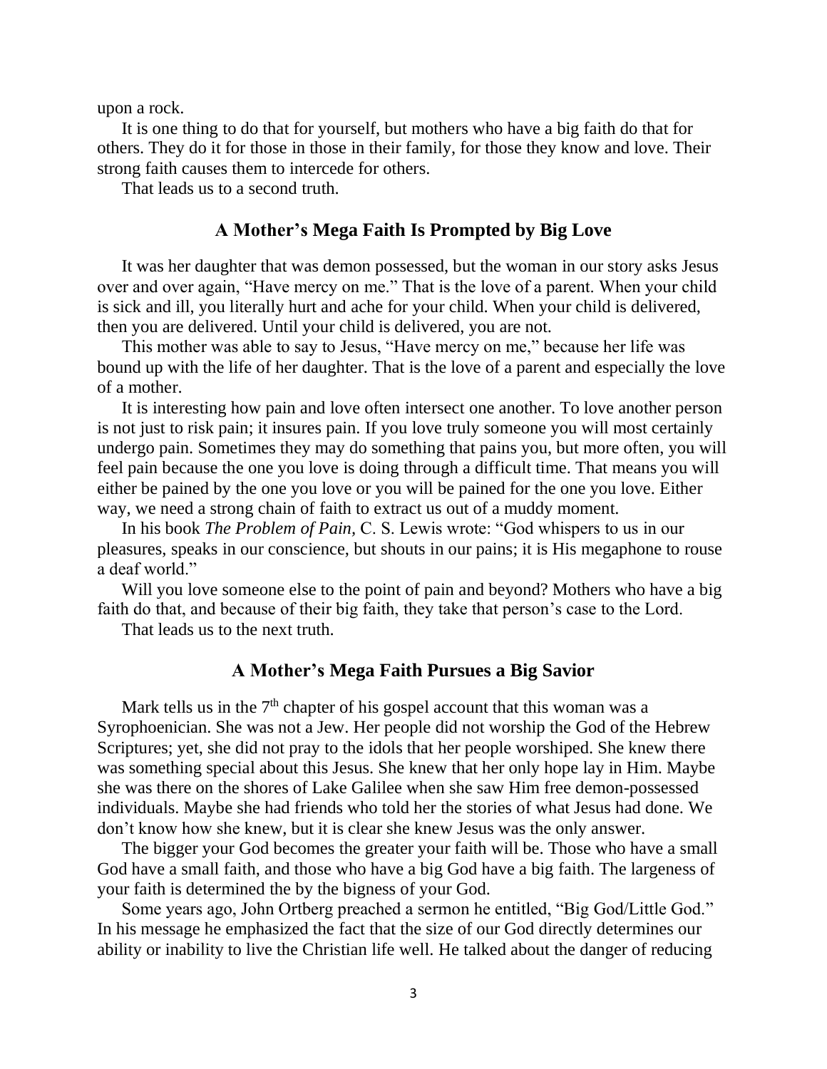upon a rock.

It is one thing to do that for yourself, but mothers who have a big faith do that for others. They do it for those in those in their family, for those they know and love. Their strong faith causes them to intercede for others.

That leads us to a second truth.

## A Mother's Mega Faith Is Prompted by Big Love

It was her daughter that was demon possessed, but the woman in our story asks Jesus over and over again, "Have mercy on me." That is the love of a parent. When your child is sick and ill, you literally hurt and ache for your child. When your child is delivered, then you are delivered. Until your child is delivered, you are not.

This mother was able to say to Jesus, "Have mercy on me," because her life was bound up with the life of her daughter. That is the love of a parent and especially the love of a mother.

It is interesting how pain and love often intersect one another. To love another person is not just to risk pain; it insures pain. If you love truly someone you will most certainly undergo pain. Sometimes they may do something that pains you, but more often, you will feel pain because the one you love is doing through a difficult time. That means you will either be pained by the one you love or you will be pained for the one you love. Either way, we need a strong chain of faith to extract us out of a muddy moment.

In his book *The Problem of Pain,* C. S. Lewis wrote: "God whispers to us in our pleasures, speaks in our conscience, but shouts in our pains; it is His megaphone to rouse a deaf world."

Will you love someone else to the point of pain and beyond? Mothers who have a big faith do that, and because of their big faith, they take that person's case to the Lord.

That leads us to the next truth.

## A Mother's Mega Faith Pursues a Big Savior

Mark tells us in the 7th chapter of his gospel account that this woman was a Syrophoenician. She was not a Jew. Her people did not worship the God of the Hebrew Scriptures; yet, she did not pray to the idols that her people worshiped. She knew there was something special about this Jesus. She knew that her only hope lay in Him. Maybe she was there on the shores of Lake Galilee when she saw Him free demon-possessed individuals. Maybe she had friends who told her the stories of what Jesus had done. We don't know how she knew, but it is clear she knew Jesus was the only answer.

The bigger your God becomes the greater your faith will be. Those who have a small God have a small faith, and those who have a big God have a big faith. The largeness of your faith is determined the by the bigness of your God.

Some years ago, John Ortberg preached a sermon he entitled, "Big God/Little God." In his message he emphasized the fact that the size of our God directly determines our ability or inability to live the Christian life well. He talked about the danger of reducing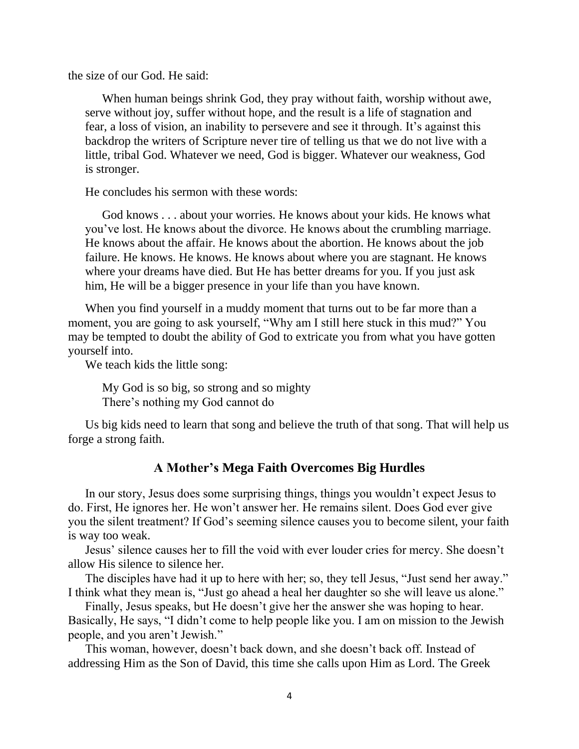the size of our God. He said:

> When human beings shrink God, they pray without faith, worship without awe, serve without joy, suffer without hope, and the result is a life of stagnation and fear, a loss of vision, an inability to persevere and see it through. It's against this backdrop the writers of Scripture never tire of telling us that we do not live with a little, tribal God. Whatever we need, God is bigger. Whatever our weakness, God is stronger.

He concludes his sermon with these words:

> God knows . . . about your worries. He knows about your kids. He knows what you've lost. He knows about the divorce. He knows about the crumbling marriage. He knows about the affair. He knows about the abortion. He knows about the job failure. He knows. He knows. He knows about where you are stagnant. He knows where your dreams have died. But He has better dreams for you. If you just ask him, He will be a bigger presence in your life than you have known.

When you find yourself in a muddy moment that turns out to be far more than a moment, you are going to ask yourself, "Why am I still here stuck in this mud?" You may be tempted to doubt the ability of God to extricate you from what you have gotten yourself into.

We teach kids the little song:

> My God is so big, so strong and so mighty
> There's nothing my God cannot do

Us big kids need to learn that song and believe the truth of that song. That will help us forge a strong faith.

## A Mother's Mega Faith Overcomes Big Hurdles

In our story, Jesus does some surprising things, things you wouldn't expect Jesus to do. First, He ignores her. He won't answer her. He remains silent. Does God ever give you the silent treatment? If God's seeming silence causes you to become silent, your faith is way too weak.

Jesus' silence causes her to fill the void with ever louder cries for mercy. She doesn't allow His silence to silence her.

The disciples have had it up to here with her; so, they tell Jesus, "Just send her away." I think what they mean is, "Just go ahead a heal her daughter so she will leave us alone."

Finally, Jesus speaks, but He doesn't give her the answer she was hoping to hear. Basically, He says, "I didn't come to help people like you. I am on mission to the Jewish people, and you aren't Jewish."

This woman, however, doesn't back down, and she doesn't back off. Instead of addressing Him as the Son of David, this time she calls upon Him as Lord. The Greek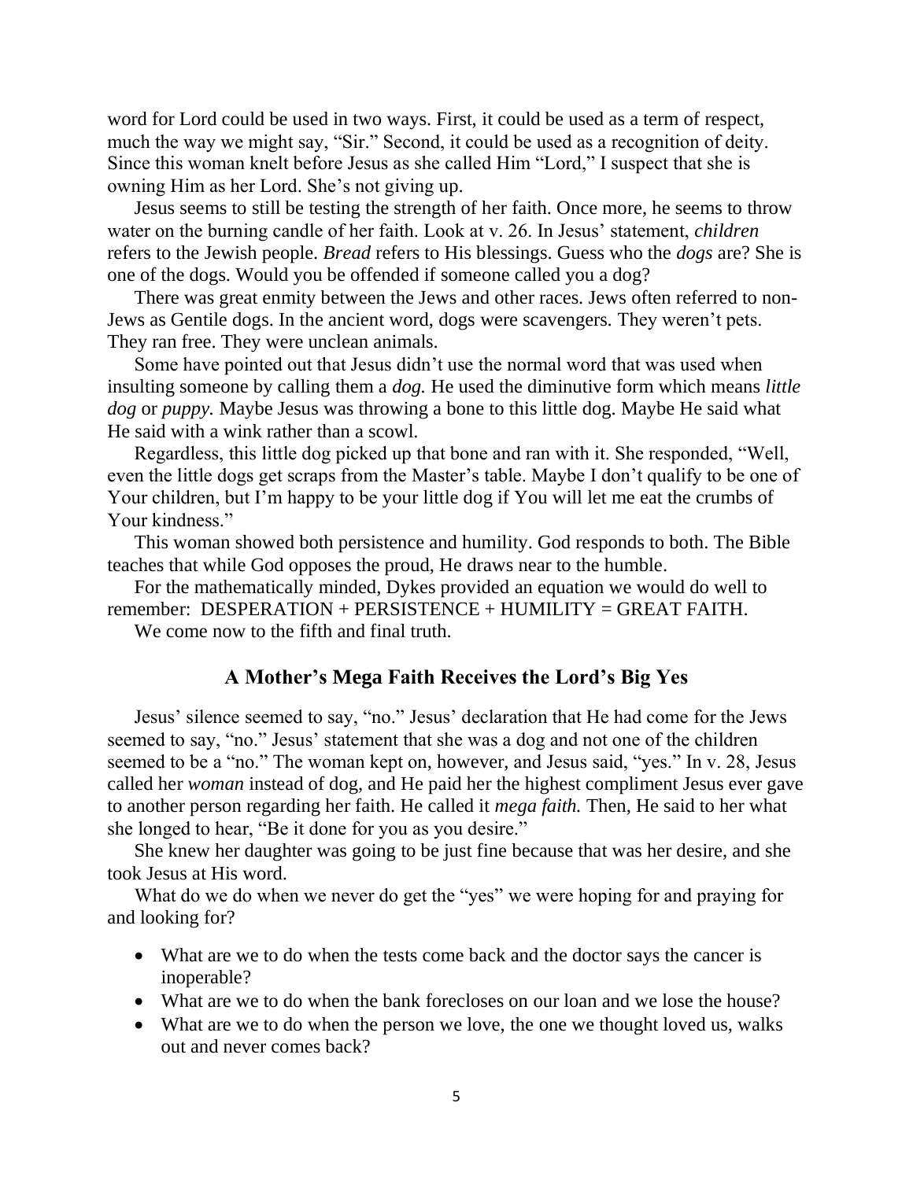word for Lord could be used in two ways. First, it could be used as a term of respect, much the way we might say, "Sir." Second, it could be used as a recognition of deity. Since this woman knelt before Jesus as she called Him "Lord," I suspect that she is owning Him as her Lord. She's not giving up.

Jesus seems to still be testing the strength of her faith. Once more, he seems to throw water on the burning candle of her faith. Look at v. 26. In Jesus' statement, *children* refers to the Jewish people. *Bread* refers to His blessings. Guess who the *dogs* are? She is one of the dogs. Would you be offended if someone called you a dog?

There was great enmity between the Jews and other races. Jews often referred to non-Jews as Gentile dogs. In the ancient word, dogs were scavengers. They weren't pets. They ran free. They were unclean animals.

Some have pointed out that Jesus didn't use the normal word that was used when insulting someone by calling them a *dog.* He used the diminutive form which means *little dog* or *puppy.* Maybe Jesus was throwing a bone to this little dog. Maybe He said what He said with a wink rather than a scowl.

Regardless, this little dog picked up that bone and ran with it. She responded, "Well, even the little dogs get scraps from the Master's table. Maybe I don't qualify to be one of Your children, but I'm happy to be your little dog if You will let me eat the crumbs of Your kindness."

This woman showed both persistence and humility. God responds to both. The Bible teaches that while God opposes the proud, He draws near to the humble.

For the mathematically minded, Dykes provided an equation we would do well to remember: DESPERATION + PERSISTENCE + HUMILITY = GREAT FAITH.

We come now to the fifth and final truth.

## A Mother's Mega Faith Receives the Lord's Big Yes

Jesus' silence seemed to say, "no." Jesus' declaration that He had come for the Jews seemed to say, "no." Jesus' statement that she was a dog and not one of the children seemed to be a "no." The woman kept on, however, and Jesus said, "yes." In v. 28, Jesus called her *woman* instead of dog, and He paid her the highest compliment Jesus ever gave to another person regarding her faith. He called it *mega faith.* Then, He said to her what she longed to hear, "Be it done for you as you desire."

She knew her daughter was going to be just fine because that was her desire, and she took Jesus at His word.

What do we do when we never do get the "yes" we were hoping for and praying for and looking for?

- What are we to do when the tests come back and the doctor says the cancer is inoperable?
- What are we to do when the bank forecloses on our loan and we lose the house?
- What are we to do when the person we love, the one we thought loved us, walks out and never comes back?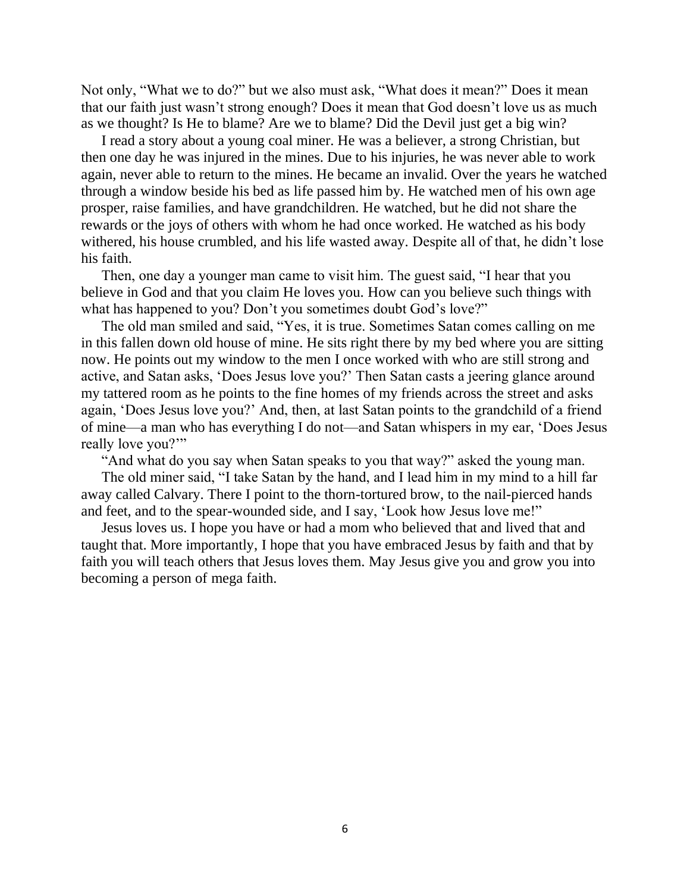Not only, "What we to do?" but we also must ask, "What does it mean?" Does it mean that our faith just wasn't strong enough? Does it mean that God doesn't love us as much as we thought? Is He to blame? Are we to blame? Did the Devil just get a big win?

I read a story about a young coal miner. He was a believer, a strong Christian, but then one day he was injured in the mines. Due to his injuries, he was never able to work again, never able to return to the mines. He became an invalid. Over the years he watched through a window beside his bed as life passed him by. He watched men of his own age prosper, raise families, and have grandchildren. He watched, but he did not share the rewards or the joys of others with whom he had once worked. He watched as his body withered, his house crumbled, and his life wasted away. Despite all of that, he didn't lose his faith.

Then, one day a younger man came to visit him. The guest said, "I hear that you believe in God and that you claim He loves you. How can you believe such things with what has happened to you? Don't you sometimes doubt God's love?"

The old man smiled and said, "Yes, it is true. Sometimes Satan comes calling on me in this fallen down old house of mine. He sits right there by my bed where you are sitting now. He points out my window to the men I once worked with who are still strong and active, and Satan asks, 'Does Jesus love you?' Then Satan casts a jeering glance around my tattered room as he points to the fine homes of my friends across the street and asks again, 'Does Jesus love you?' And, then, at last Satan points to the grandchild of a friend of mine—a man who has everything I do not—and Satan whispers in my ear, 'Does Jesus really love you?'"

"And what do you say when Satan speaks to you that way?" asked the young man.

The old miner said, "I take Satan by the hand, and I lead him in my mind to a hill far away called Calvary. There I point to the thorn-tortured brow, to the nail-pierced hands and feet, and to the spear-wounded side, and I say, 'Look how Jesus love me!"

Jesus loves us. I hope you have or had a mom who believed that and lived that and taught that. More importantly, I hope that you have embraced Jesus by faith and that by faith you will teach others that Jesus loves them. May Jesus give you and grow you into becoming a person of mega faith.